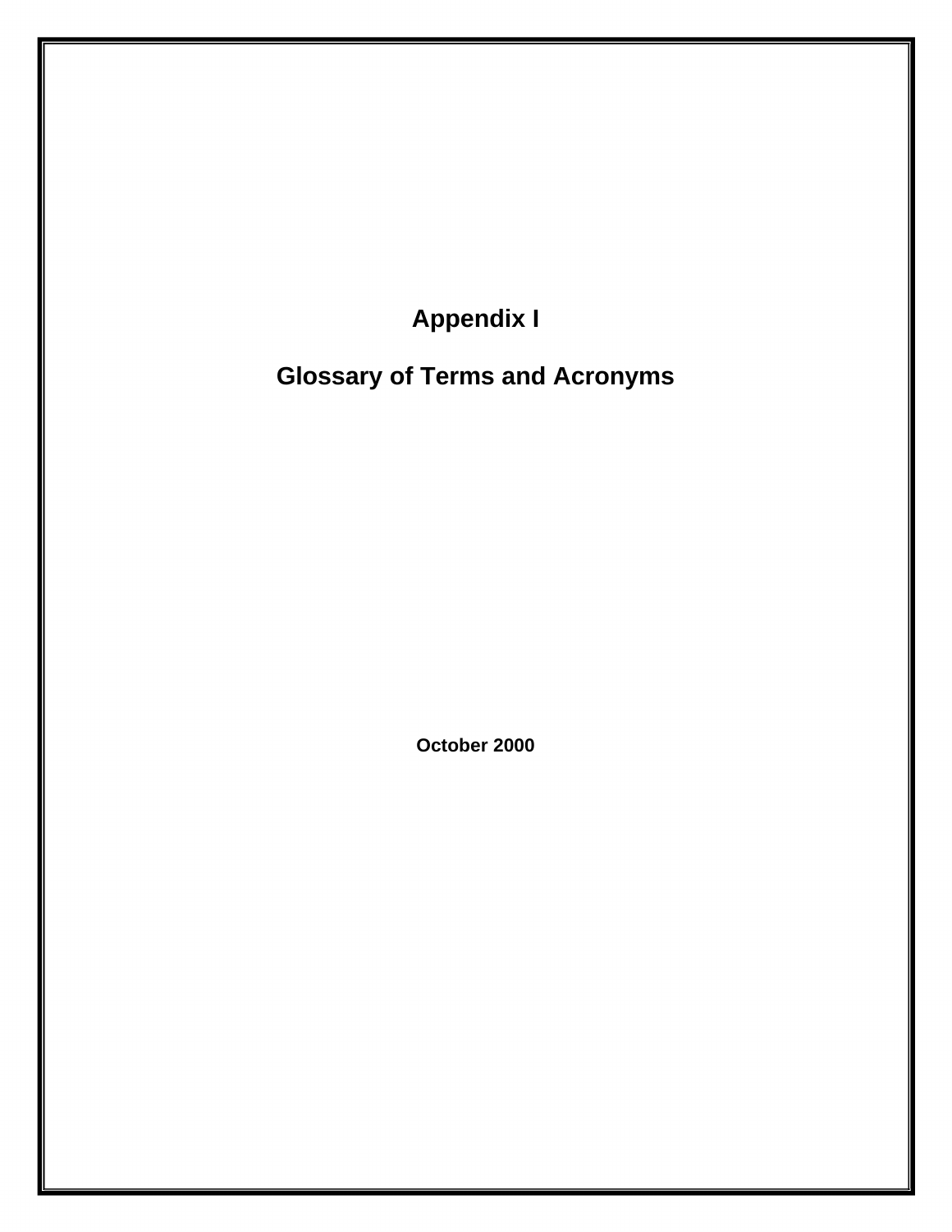# Appendix I

# Glossary of Terms and Acronyms

**October 2000**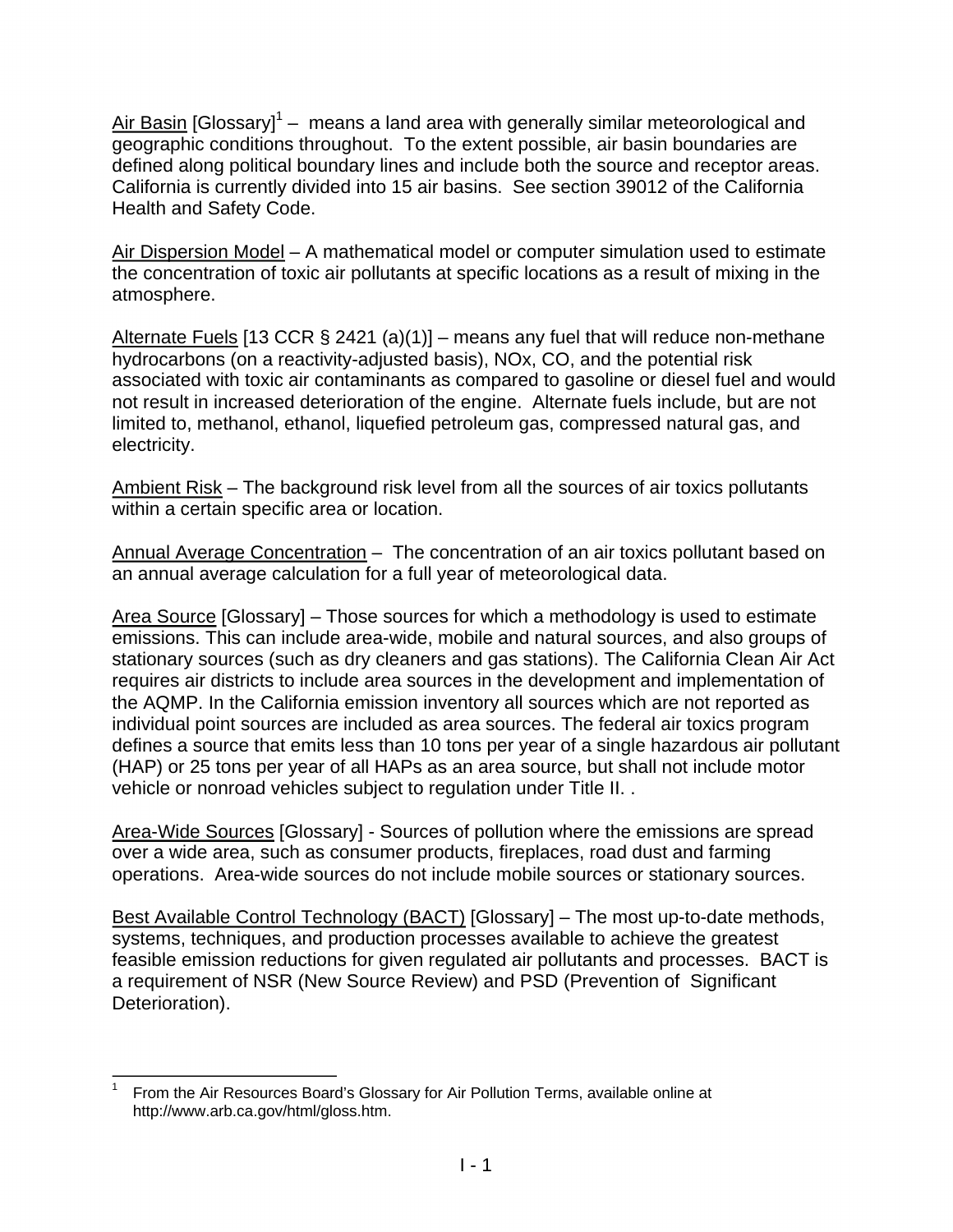<u>Air Basin</u> [Glossary][1] – means a land area with generally similar meteorological and geographic conditions throughout. To the extent possible, air basin boundaries are defined along political boundary lines and include both the source and receptor areas. California is currently divided into 15 air basins. See section 39012 of the California Health and Safety Code.

<u>Air Dispersion Model</u> – A mathematical model or computer simulation used to estimate the concentration of toxic air pollutants at specific locations as a result of mixing in the atmosphere.

<u>Alternate Fuels</u> [13 CCR § 2421 (a)(1)] – means any fuel that will reduce non-methane hydrocarbons (on a reactivity-adjusted basis), NOx, CO, and the potential risk associated with toxic air contaminants as compared to gasoline or diesel fuel and would not result in increased deterioration of the engine. Alternate fuels include, but are not limited to, methanol, ethanol, liquefied petroleum gas, compressed natural gas, and electricity.

<u>Ambient Risk</u> – The background risk level from all the sources of air toxics pollutants within a certain specific area or location.

<u>Annual Average Concentration</u> – The concentration of an air toxics pollutant based on an annual average calculation for a full year of meteorological data.

<u>Area Source</u> [Glossary] – Those sources for which a methodology is used to estimate emissions. This can include area-wide, mobile and natural sources, and also groups of stationary sources (such as dry cleaners and gas stations). The California Clean Air Act requires air districts to include area sources in the development and implementation of the AQMP. In the California emission inventory all sources which are not reported as individual point sources are included as area sources. The federal air toxics program defines a source that emits less than 10 tons per year of a single hazardous air pollutant (HAP) or 25 tons per year of all HAPs as an area source, but shall not include motor vehicle or nonroad vehicles subject to regulation under Title II. .

<u>Area-Wide Sources</u> [Glossary] - Sources of pollution where the emissions are spread over a wide area, such as consumer products, fireplaces, road dust and farming operations. Area-wide sources do not include mobile sources or stationary sources.

<u>Best Available Control Technology (BACT)</u> [Glossary] – The most up-to-date methods, systems, techniques, and production processes available to achieve the greatest feasible emission reductions for given regulated air pollutants and processes. BACT is a requirement of NSR (New Source Review) and PSD (Prevention of Significant Deterioration).

---

[1] From the Air Resources Board's Glossary for Air Pollution Terms, available online at http://www.arb.ca.gov/html/gloss.htm.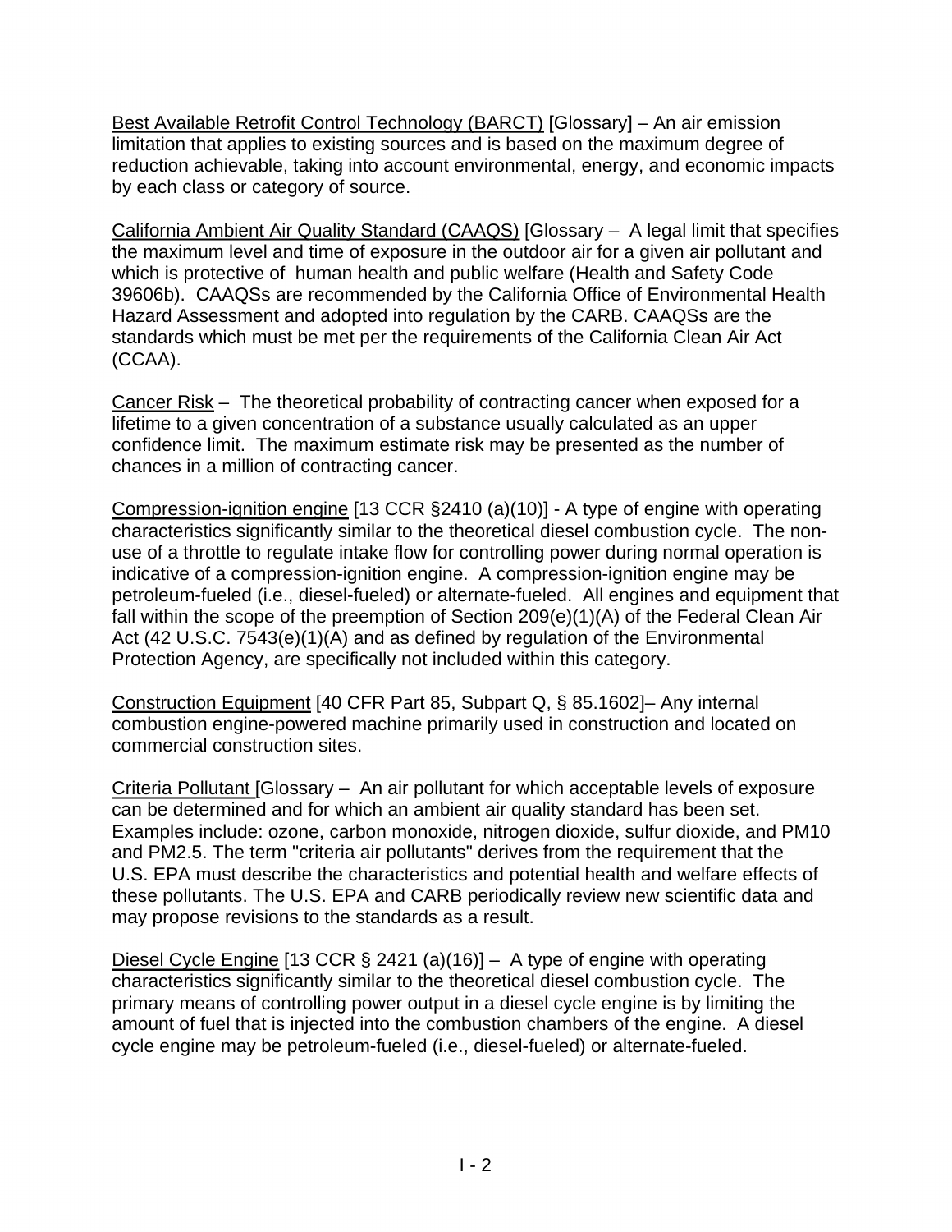Best Available Retrofit Control Technology (BARCT) [Glossary] – An air emission limitation that applies to existing sources and is based on the maximum degree of reduction achievable, taking into account environmental, energy, and economic impacts by each class or category of source.

California Ambient Air Quality Standard (CAAQS) [Glossary – A legal limit that specifies the maximum level and time of exposure in the outdoor air for a given air pollutant and which is protective of human health and public welfare (Health and Safety Code 39606b). CAAQSs are recommended by the California Office of Environmental Health Hazard Assessment and adopted into regulation by the CARB. CAAQSs are the standards which must be met per the requirements of the California Clean Air Act (CCAA).

Cancer Risk – The theoretical probability of contracting cancer when exposed for a lifetime to a given concentration of a substance usually calculated as an upper confidence limit. The maximum estimate risk may be presented as the number of chances in a million of contracting cancer.

Compression-ignition engine [13 CCR §2410 (a)(10)] - A type of engine with operating characteristics significantly similar to the theoretical diesel combustion cycle. The non-use of a throttle to regulate intake flow for controlling power during normal operation is indicative of a compression-ignition engine. A compression-ignition engine may be petroleum-fueled (i.e., diesel-fueled) or alternate-fueled. All engines and equipment that fall within the scope of the preemption of Section 209(e)(1)(A) of the Federal Clean Air Act (42 U.S.C. 7543(e)(1)(A) and as defined by regulation of the Environmental Protection Agency, are specifically not included within this category.

Construction Equipment [40 CFR Part 85, Subpart Q, § 85.1602]– Any internal combustion engine-powered machine primarily used in construction and located on commercial construction sites.

Criteria Pollutant [Glossary – An air pollutant for which acceptable levels of exposure can be determined and for which an ambient air quality standard has been set. Examples include: ozone, carbon monoxide, nitrogen dioxide, sulfur dioxide, and PM10 and PM2.5. The term "criteria air pollutants" derives from the requirement that the U.S. EPA must describe the characteristics and potential health and welfare effects of these pollutants. The U.S. EPA and CARB periodically review new scientific data and may propose revisions to the standards as a result.

Diesel Cycle Engine [13 CCR § 2421 (a)(16)] – A type of engine with operating characteristics significantly similar to the theoretical diesel combustion cycle. The primary means of controlling power output in a diesel cycle engine is by limiting the amount of fuel that is injected into the combustion chambers of the engine. A diesel cycle engine may be petroleum-fueled (i.e., diesel-fueled) or alternate-fueled.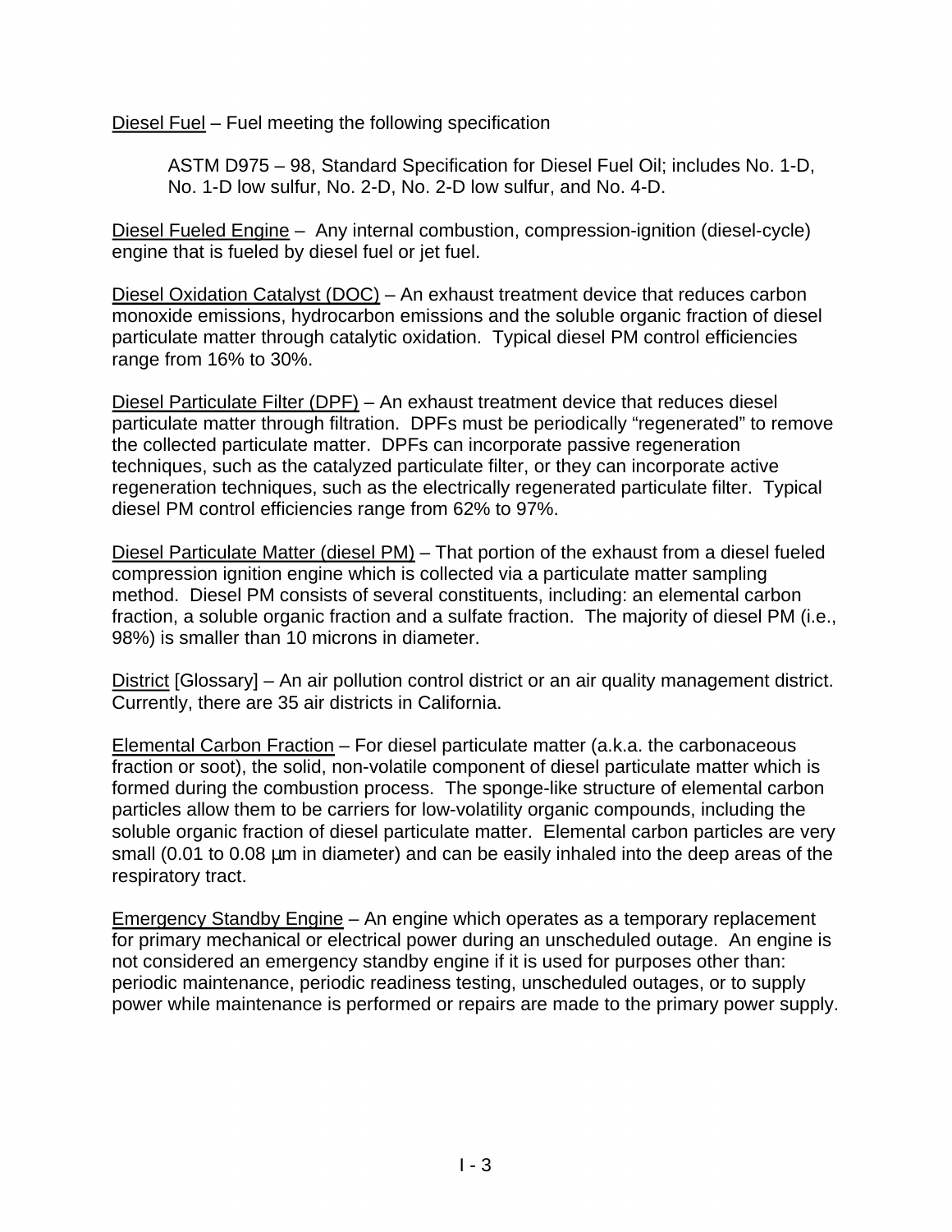<u>Diesel Fuel</u> – Fuel meeting the following specification

> ASTM D975 – 98, Standard Specification for Diesel Fuel Oil; includes No. 1-D, No. 1-D low sulfur, No. 2-D, No. 2-D low sulfur, and No. 4-D.

<u>Diesel Fueled Engine</u> – Any internal combustion, compression-ignition (diesel-cycle) engine that is fueled by diesel fuel or jet fuel.

<u>Diesel Oxidation Catalyst (DOC)</u> – An exhaust treatment device that reduces carbon monoxide emissions, hydrocarbon emissions and the soluble organic fraction of diesel particulate matter through catalytic oxidation. Typical diesel PM control efficiencies range from 16% to 30%.

<u>Diesel Particulate Filter (DPF)</u> – An exhaust treatment device that reduces diesel particulate matter through filtration. DPFs must be periodically "regenerated" to remove the collected particulate matter. DPFs can incorporate passive regeneration techniques, such as the catalyzed particulate filter, or they can incorporate active regeneration techniques, such as the electrically regenerated particulate filter. Typical diesel PM control efficiencies range from 62% to 97%.

<u>Diesel Particulate Matter (diesel PM)</u> – That portion of the exhaust from a diesel fueled compression ignition engine which is collected via a particulate matter sampling method. Diesel PM consists of several constituents, including: an elemental carbon fraction, a soluble organic fraction and a sulfate fraction. The majority of diesel PM (i.e., 98%) is smaller than 10 microns in diameter.

<u>District</u> [Glossary] – An air pollution control district or an air quality management district. Currently, there are 35 air districts in California.

<u>Elemental Carbon Fraction</u> – For diesel particulate matter (a.k.a. the carbonaceous fraction or soot), the solid, non-volatile component of diesel particulate matter which is formed during the combustion process. The sponge-like structure of elemental carbon particles allow them to be carriers for low-volatility organic compounds, including the soluble organic fraction of diesel particulate matter. Elemental carbon particles are very small (0.01 to 0.08 µm in diameter) and can be easily inhaled into the deep areas of the respiratory tract.

<u>Emergency Standby Engine</u> – An engine which operates as a temporary replacement for primary mechanical or electrical power during an unscheduled outage. An engine is not considered an emergency standby engine if it is used for purposes other than: periodic maintenance, periodic readiness testing, unscheduled outages, or to supply power while maintenance is performed or repairs are made to the primary power supply.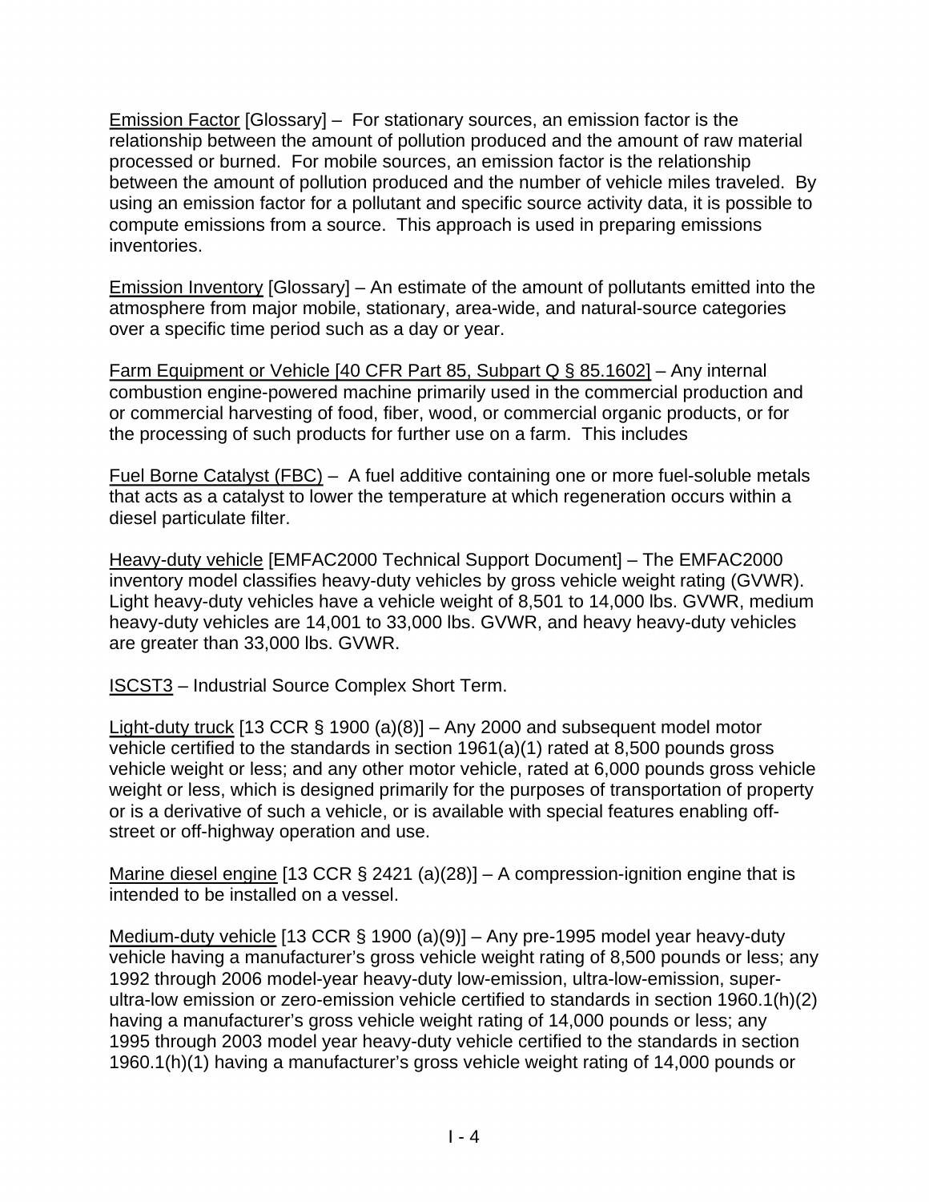Emission Factor [Glossary] – For stationary sources, an emission factor is the relationship between the amount of pollution produced and the amount of raw material processed or burned. For mobile sources, an emission factor is the relationship between the amount of pollution produced and the number of vehicle miles traveled. By using an emission factor for a pollutant and specific source activity data, it is possible to compute emissions from a source. This approach is used in preparing emissions inventories.

Emission Inventory [Glossary] – An estimate of the amount of pollutants emitted into the atmosphere from major mobile, stationary, area-wide, and natural-source categories over a specific time period such as a day or year.

Farm Equipment or Vehicle [40 CFR Part 85, Subpart Q § 85.1602] – Any internal combustion engine-powered machine primarily used in the commercial production and or commercial harvesting of food, fiber, wood, or commercial organic products, or for the processing of such products for further use on a farm. This includes

Fuel Borne Catalyst (FBC) – A fuel additive containing one or more fuel-soluble metals that acts as a catalyst to lower the temperature at which regeneration occurs within a diesel particulate filter.

Heavy-duty vehicle [EMFAC2000 Technical Support Document] – The EMFAC2000 inventory model classifies heavy-duty vehicles by gross vehicle weight rating (GVWR). Light heavy-duty vehicles have a vehicle weight of 8,501 to 14,000 lbs. GVWR, medium heavy-duty vehicles are 14,001 to 33,000 lbs. GVWR, and heavy heavy-duty vehicles are greater than 33,000 lbs. GVWR.

ISCST3 – Industrial Source Complex Short Term.

Light-duty truck [13 CCR § 1900 (a)(8)] – Any 2000 and subsequent model motor vehicle certified to the standards in section 1961(a)(1) rated at 8,500 pounds gross vehicle weight or less; and any other motor vehicle, rated at 6,000 pounds gross vehicle weight or less, which is designed primarily for the purposes of transportation of property or is a derivative of such a vehicle, or is available with special features enabling off-street or off-highway operation and use.

Marine diesel engine [13 CCR § 2421 (a)(28)] – A compression-ignition engine that is intended to be installed on a vessel.

Medium-duty vehicle [13 CCR § 1900 (a)(9)] – Any pre-1995 model year heavy-duty vehicle having a manufacturer's gross vehicle weight rating of 8,500 pounds or less; any 1992 through 2006 model-year heavy-duty low-emission, ultra-low-emission, super-ultra-low emission or zero-emission vehicle certified to standards in section 1960.1(h)(2) having a manufacturer's gross vehicle weight rating of 14,000 pounds or less; any 1995 through 2003 model year heavy-duty vehicle certified to the standards in section 1960.1(h)(1) having a manufacturer's gross vehicle weight rating of 14,000 pounds or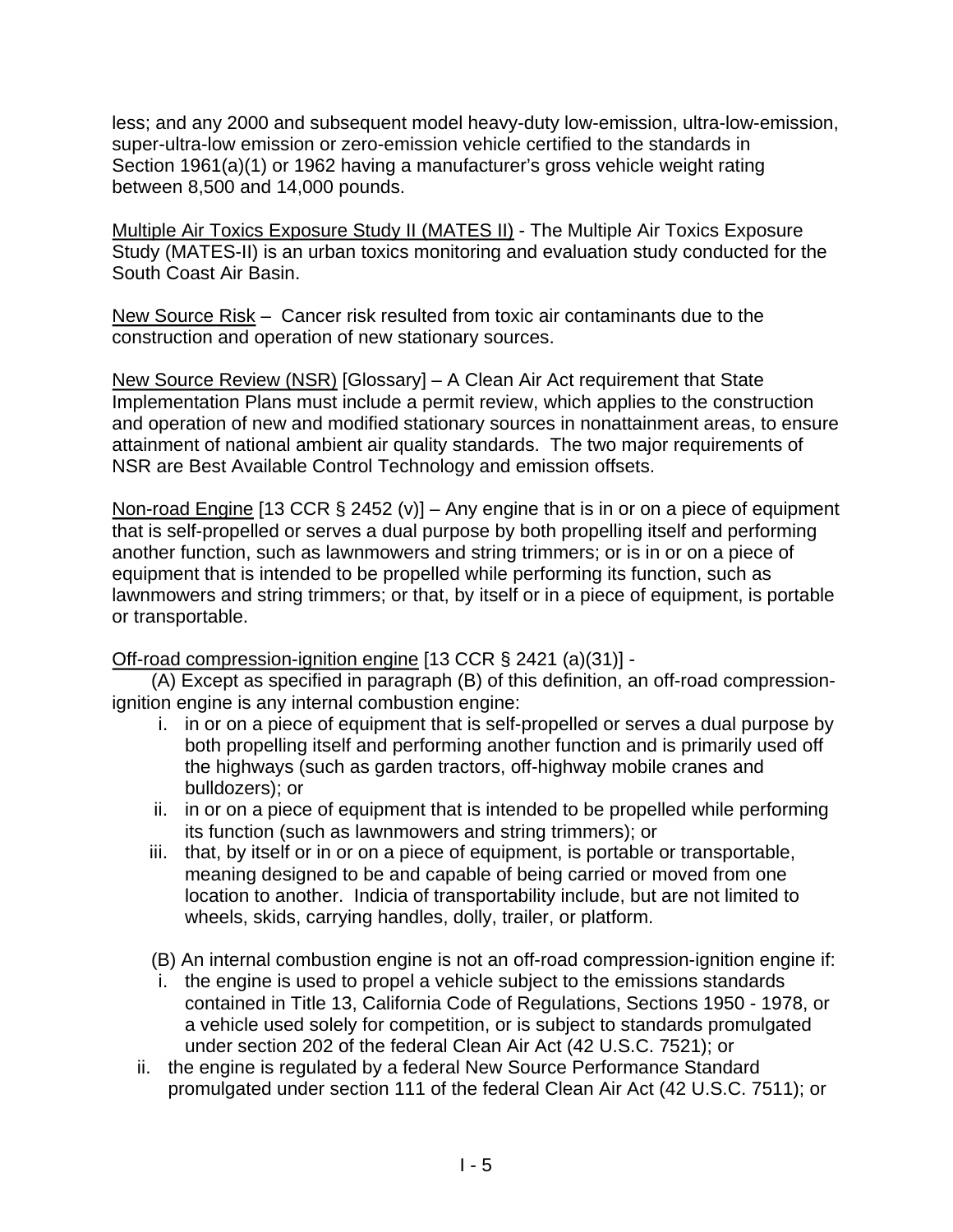less; and any 2000 and subsequent model heavy-duty low-emission, ultra-low-emission, super-ultra-low emission or zero-emission vehicle certified to the standards in Section 1961(a)(1) or 1962 having a manufacturer's gross vehicle weight rating between 8,500 and 14,000 pounds.

<u>Multiple Air Toxics Exposure Study II (MATES II)</u> - The Multiple Air Toxics Exposure Study (MATES-II) is an urban toxics monitoring and evaluation study conducted for the South Coast Air Basin.

<u>New Source Risk</u> – Cancer risk resulted from toxic air contaminants due to the construction and operation of new stationary sources.

<u>New Source Review (NSR)</u> [Glossary] – A Clean Air Act requirement that State Implementation Plans must include a permit review, which applies to the construction and operation of new and modified stationary sources in nonattainment areas, to ensure attainment of national ambient air quality standards. The two major requirements of NSR are Best Available Control Technology and emission offsets.

<u>Non-road Engine</u> [13 CCR § 2452 (v)] – Any engine that is in or on a piece of equipment that is self-propelled or serves a dual purpose by both propelling itself and performing another function, such as lawnmowers and string trimmers; or is in or on a piece of equipment that is intended to be propelled while performing its function, such as lawnmowers and string trimmers; or that, by itself or in a piece of equipment, is portable or transportable.

<u>Off-road compression-ignition engine</u> [13 CCR § 2421 (a)(31)] -

(A) Except as specified in paragraph (B) of this definition, an off-road compression-ignition engine is any internal combustion engine:

i. in or on a piece of equipment that is self-propelled or serves a dual purpose by both propelling itself and performing another function and is primarily used off the highways (such as garden tractors, off-highway mobile cranes and bulldozers); or
ii. in or on a piece of equipment that is intended to be propelled while performing its function (such as lawnmowers and string trimmers); or
iii. that, by itself or in or on a piece of equipment, is portable or transportable, meaning designed to be and capable of being carried or moved from one location to another. Indicia of transportability include, but are not limited to wheels, skids, carrying handles, dolly, trailer, or platform.

(B) An internal combustion engine is not an off-road compression-ignition engine if:

i. the engine is used to propel a vehicle subject to the emissions standards contained in Title 13, California Code of Regulations, Sections 1950 - 1978, or a vehicle used solely for competition, or is subject to standards promulgated under section 202 of the federal Clean Air Act (42 U.S.C. 7521); or
ii. the engine is regulated by a federal New Source Performance Standard promulgated under section 111 of the federal Clean Air Act (42 U.S.C. 7511); or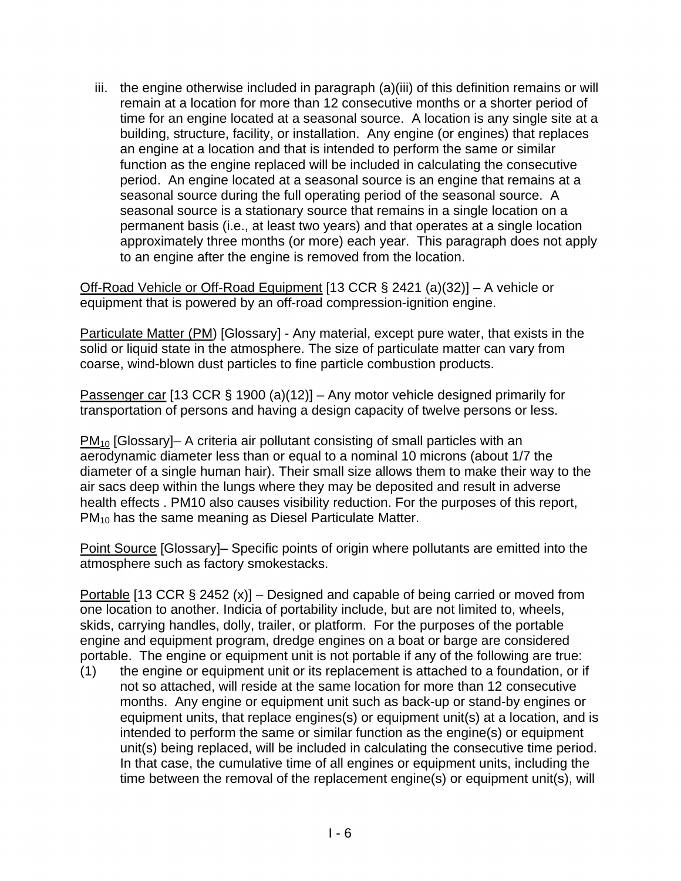iii. the engine otherwise included in paragraph (a)(iii) of this definition remains or will remain at a location for more than 12 consecutive months or a shorter period of time for an engine located at a seasonal source. A location is any single site at a building, structure, facility, or installation. Any engine (or engines) that replaces an engine at a location and that is intended to perform the same or similar function as the engine replaced will be included in calculating the consecutive period. An engine located at a seasonal source is an engine that remains at a seasonal source during the full operating period of the seasonal source. A seasonal source is a stationary source that remains in a single location on a permanent basis (i.e., at least two years) and that operates at a single location approximately three months (or more) each year. This paragraph does not apply to an engine after the engine is removed from the location.

Off-Road Vehicle or Off-Road Equipment [13 CCR § 2421 (a)(32)] – A vehicle or equipment that is powered by an off-road compression-ignition engine.

Particulate Matter (PM) [Glossary] - Any material, except pure water, that exists in the solid or liquid state in the atmosphere. The size of particulate matter can vary from coarse, wind-blown dust particles to fine particle combustion products.

Passenger car [13 CCR § 1900 (a)(12)] – Any motor vehicle designed primarily for transportation of persons and having a design capacity of twelve persons or less.

$PM_{10}$ [Glossary]– A criteria air pollutant consisting of small particles with an aerodynamic diameter less than or equal to a nominal 10 microns (about 1/7 the diameter of a single human hair). Their small size allows them to make their way to the air sacs deep within the lungs where they may be deposited and result in adverse health effects . PM10 also causes visibility reduction. For the purposes of this report, $PM_{10}$ has the same meaning as Diesel Particulate Matter.

Point Source [Glossary]– Specific points of origin where pollutants are emitted into the atmosphere such as factory smokestacks.

Portable [13 CCR § 2452 (x)] – Designed and capable of being carried or moved from one location to another. Indicia of portability include, but are not limited to, wheels, skids, carrying handles, dolly, trailer, or platform. For the purposes of the portable engine and equipment program, dredge engines on a boat or barge are considered portable. The engine or equipment unit is not portable if any of the following are true:

(1) the engine or equipment unit or its replacement is attached to a foundation, or if not so attached, will reside at the same location for more than 12 consecutive months. Any engine or equipment unit such as back-up or stand-by engines or equipment units, that replace engines(s) or equipment unit(s) at a location, and is intended to perform the same or similar function as the engine(s) or equipment unit(s) being replaced, will be included in calculating the consecutive time period. In that case, the cumulative time of all engines or equipment units, including the time between the removal of the replacement engine(s) or equipment unit(s), will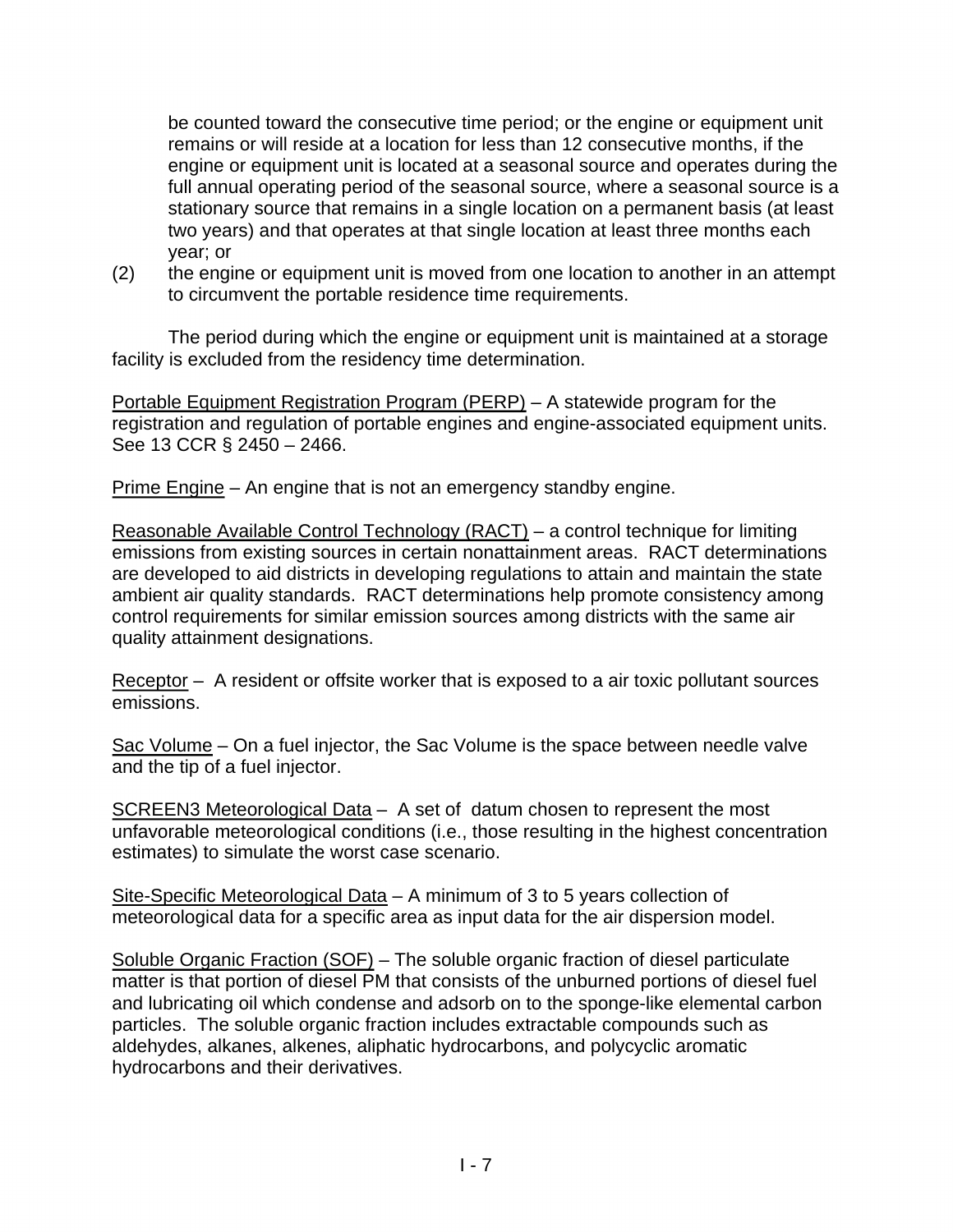be counted toward the consecutive time period; or the engine or equipment unit remains or will reside at a location for less than 12 consecutive months, if the engine or equipment unit is located at a seasonal source and operates during the full annual operating period of the seasonal source, where a seasonal source is a stationary source that remains in a single location on a permanent basis (at least two years) and that operates at that single location at least three months each year; or

(2) the engine or equipment unit is moved from one location to another in an attempt to circumvent the portable residence time requirements.

The period during which the engine or equipment unit is maintained at a storage facility is excluded from the residency time determination.

<u>Portable Equipment Registration Program (PERP)</u> – A statewide program for the registration and regulation of portable engines and engine-associated equipment units. See 13 CCR § 2450 – 2466.

<u>Prime Engine</u> – An engine that is not an emergency standby engine.

<u>Reasonable Available Control Technology (RACT)</u> – a control technique for limiting emissions from existing sources in certain nonattainment areas. RACT determinations are developed to aid districts in developing regulations to attain and maintain the state ambient air quality standards. RACT determinations help promote consistency among control requirements for similar emission sources among districts with the same air quality attainment designations.

<u>Receptor</u> – A resident or offsite worker that is exposed to a air toxic pollutant sources emissions.

<u>Sac Volume</u> – On a fuel injector, the Sac Volume is the space between needle valve and the tip of a fuel injector.

<u>SCREEN3 Meteorological Data</u> – A set of datum chosen to represent the most unfavorable meteorological conditions (i.e., those resulting in the highest concentration estimates) to simulate the worst case scenario.

<u>Site-Specific Meteorological Data</u> – A minimum of 3 to 5 years collection of meteorological data for a specific area as input data for the air dispersion model.

<u>Soluble Organic Fraction (SOF)</u> – The soluble organic fraction of diesel particulate matter is that portion of diesel PM that consists of the unburned portions of diesel fuel and lubricating oil which condense and adsorb on to the sponge-like elemental carbon particles. The soluble organic fraction includes extractable compounds such as aldehydes, alkanes, alkenes, aliphatic hydrocarbons, and polycyclic aromatic hydrocarbons and their derivatives.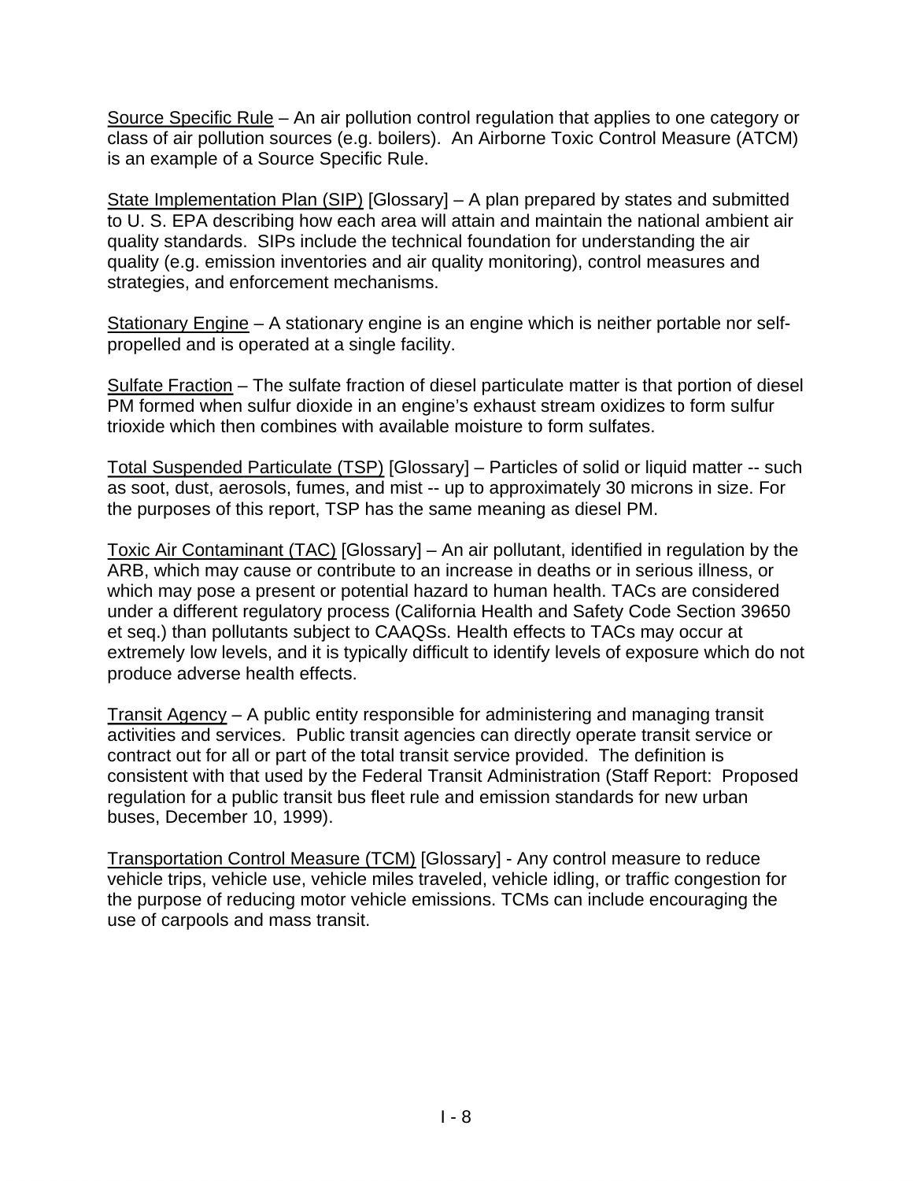<u>Source Specific Rule</u> – An air pollution control regulation that applies to one category or class of air pollution sources (e.g. boilers). An Airborne Toxic Control Measure (ATCM) is an example of a Source Specific Rule.

<u>State Implementation Plan (SIP)</u> [Glossary] – A plan prepared by states and submitted to U. S. EPA describing how each area will attain and maintain the national ambient air quality standards. SIPs include the technical foundation for understanding the air quality (e.g. emission inventories and air quality monitoring), control measures and strategies, and enforcement mechanisms.

<u>Stationary Engine</u> – A stationary engine is an engine which is neither portable nor self-propelled and is operated at a single facility.

<u>Sulfate Fraction</u> – The sulfate fraction of diesel particulate matter is that portion of diesel PM formed when sulfur dioxide in an engine's exhaust stream oxidizes to form sulfur trioxide which then combines with available moisture to form sulfates.

<u>Total Suspended Particulate (TSP)</u> [Glossary] – Particles of solid or liquid matter -- such as soot, dust, aerosols, fumes, and mist -- up to approximately 30 microns in size. For the purposes of this report, TSP has the same meaning as diesel PM.

<u>Toxic Air Contaminant (TAC)</u> [Glossary] – An air pollutant, identified in regulation by the ARB, which may cause or contribute to an increase in deaths or in serious illness, or which may pose a present or potential hazard to human health. TACs are considered under a different regulatory process (California Health and Safety Code Section 39650 et seq.) than pollutants subject to CAAQSs. Health effects to TACs may occur at extremely low levels, and it is typically difficult to identify levels of exposure which do not produce adverse health effects.

<u>Transit Agency</u> – A public entity responsible for administering and managing transit activities and services. Public transit agencies can directly operate transit service or contract out for all or part of the total transit service provided. The definition is consistent with that used by the Federal Transit Administration (Staff Report: Proposed regulation for a public transit bus fleet rule and emission standards for new urban buses, December 10, 1999).

<u>Transportation Control Measure (TCM)</u> [Glossary] - Any control measure to reduce vehicle trips, vehicle use, vehicle miles traveled, vehicle idling, or traffic congestion for the purpose of reducing motor vehicle emissions. TCMs can include encouraging the use of carpools and mass transit.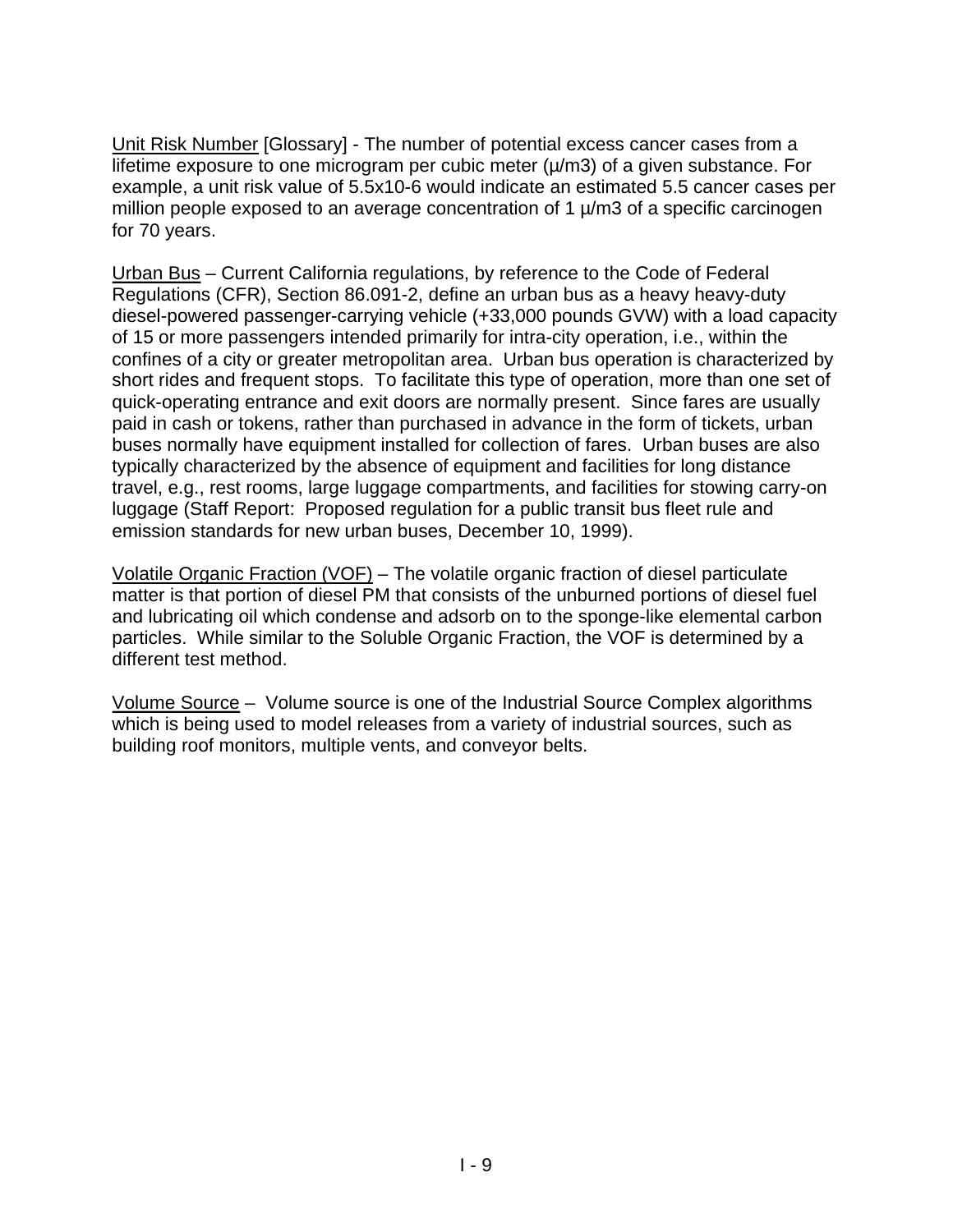<u>Unit Risk Number</u> [Glossary] - The number of potential excess cancer cases from a lifetime exposure to one microgram per cubic meter (µ/m3) of a given substance. For example, a unit risk value of 5.5x10-6 would indicate an estimated 5.5 cancer cases per million people exposed to an average concentration of 1 µ/m3 of a specific carcinogen for 70 years.

<u>Urban Bus</u> – Current California regulations, by reference to the Code of Federal Regulations (CFR), Section 86.091-2, define an urban bus as a heavy heavy-duty diesel-powered passenger-carrying vehicle (+33,000 pounds GVW) with a load capacity of 15 or more passengers intended primarily for intra-city operation, i.e., within the confines of a city or greater metropolitan area. Urban bus operation is characterized by short rides and frequent stops. To facilitate this type of operation, more than one set of quick-operating entrance and exit doors are normally present. Since fares are usually paid in cash or tokens, rather than purchased in advance in the form of tickets, urban buses normally have equipment installed for collection of fares. Urban buses are also typically characterized by the absence of equipment and facilities for long distance travel, e.g., rest rooms, large luggage compartments, and facilities for stowing carry-on luggage (Staff Report: Proposed regulation for a public transit bus fleet rule and emission standards for new urban buses, December 10, 1999).

<u>Volatile Organic Fraction (VOF)</u> – The volatile organic fraction of diesel particulate matter is that portion of diesel PM that consists of the unburned portions of diesel fuel and lubricating oil which condense and adsorb on to the sponge-like elemental carbon particles. While similar to the Soluble Organic Fraction, the VOF is determined by a different test method.

<u>Volume Source</u> – Volume source is one of the Industrial Source Complex algorithms which is being used to model releases from a variety of industrial sources, such as building roof monitors, multiple vents, and conveyor belts.